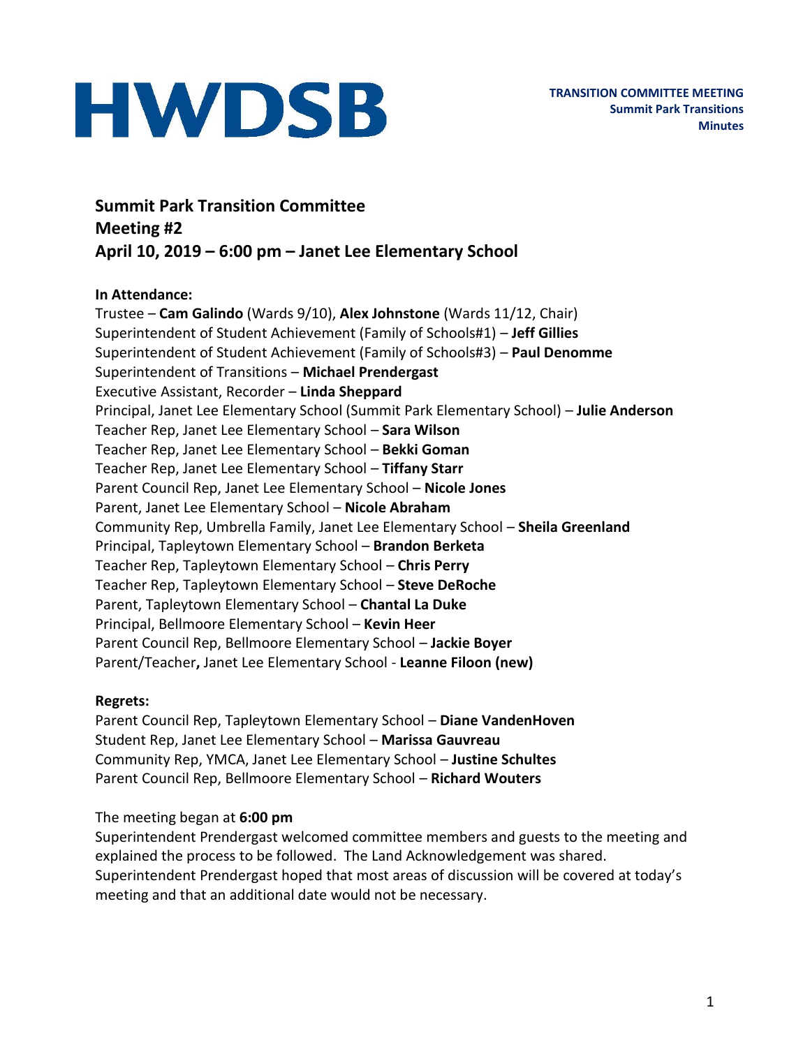# HWDSB

**TRANSITION COMMITTEE MEETING**
**Summit Park Transitions**
**Minutes**

## Summit Park Transition Committee
## Meeting #2
## April 10, 2019 – 6:00 pm – Janet Lee Elementary School

**In Attendance:**

Trustee – **Cam Galindo** (Wards 9/10), **Alex Johnstone** (Wards 11/12, Chair)
Superintendent of Student Achievement (Family of Schools#1) – **Jeff Gillies**
Superintendent of Student Achievement (Family of Schools#3) – **Paul Denomme**
Superintendent of Transitions – **Michael Prendergast**
Executive Assistant, Recorder – **Linda Sheppard**
Principal, Janet Lee Elementary School (Summit Park Elementary School) – **Julie Anderson**
Teacher Rep, Janet Lee Elementary School – **Sara Wilson**
Teacher Rep, Janet Lee Elementary School – **Bekki Goman**
Teacher Rep, Janet Lee Elementary School – **Tiffany Starr**
Parent Council Rep, Janet Lee Elementary School – **Nicole Jones**
Parent, Janet Lee Elementary School – **Nicole Abraham**
Community Rep, Umbrella Family, Janet Lee Elementary School – **Sheila Greenland**
Principal, Tapleytown Elementary School – **Brandon Berketa**
Teacher Rep, Tapleytown Elementary School – **Chris Perry**
Teacher Rep, Tapleytown Elementary School – **Steve DeRoche**
Parent, Tapleytown Elementary School – **Chantal La Duke**
Principal, Bellmoore Elementary School – **Kevin Heer**
Parent Council Rep, Bellmoore Elementary School – **Jackie Boyer**
Parent/Teacher**,** Janet Lee Elementary School - **Leanne Filoon (new)**

**Regrets:**

Parent Council Rep, Tapleytown Elementary School – **Diane VandenHoven**
Student Rep, Janet Lee Elementary School – **Marissa Gauvreau**
Community Rep, YMCA, Janet Lee Elementary School – **Justine Schultes**
Parent Council Rep, Bellmoore Elementary School – **Richard Wouters**

The meeting began at **6:00 pm**
Superintendent Prendergast welcomed committee members and guests to the meeting and explained the process to be followed. The Land Acknowledgement was shared. Superintendent Prendergast hoped that most areas of discussion will be covered at today's meeting and that an additional date would not be necessary.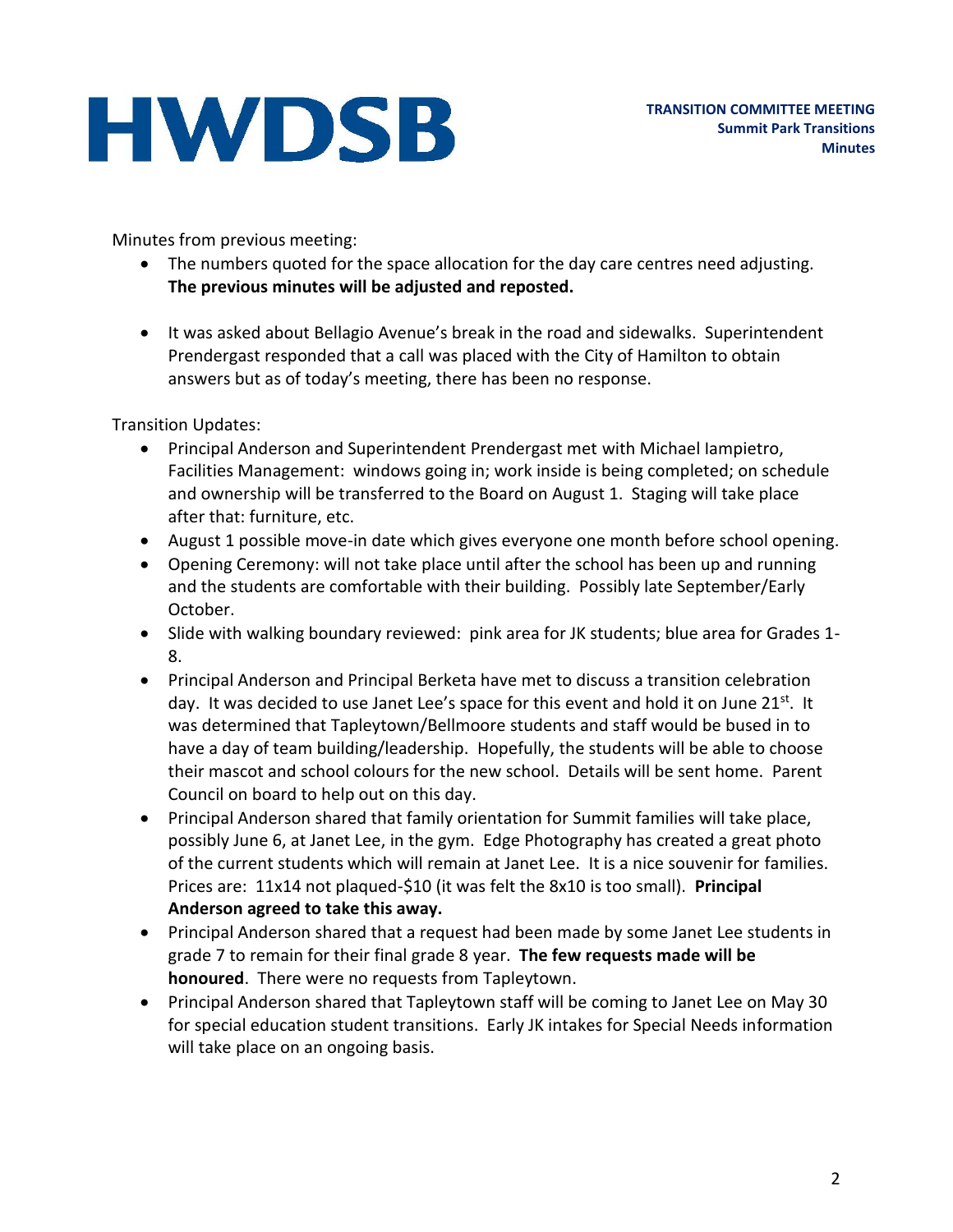**HWDSB**

**TRANSITION COMMITTEE MEETING**
**Summit Park Transitions**
**Minutes**

Minutes from previous meeting:

- The numbers quoted for the space allocation for the day care centres need adjusting. **The previous minutes will be adjusted and reposted.**

- It was asked about Bellagio Avenue's break in the road and sidewalks. Superintendent Prendergast responded that a call was placed with the City of Hamilton to obtain answers but as of today's meeting, there has been no response.

Transition Updates:

- Principal Anderson and Superintendent Prendergast met with Michael Iampietro, Facilities Management: windows going in; work inside is being completed; on schedule and ownership will be transferred to the Board on August 1. Staging will take place after that: furniture, etc.
- August 1 possible move-in date which gives everyone one month before school opening.
- Opening Ceremony: will not take place until after the school has been up and running and the students are comfortable with their building. Possibly late September/Early October.
- Slide with walking boundary reviewed: pink area for JK students; blue area for Grades 1-8.
- Principal Anderson and Principal Berketa have met to discuss a transition celebration day. It was decided to use Janet Lee's space for this event and hold it on June 21st. It was determined that Tapleytown/Bellmoore students and staff would be bused in to have a day of team building/leadership. Hopefully, the students will be able to choose their mascot and school colours for the new school. Details will be sent home. Parent Council on board to help out on this day.
- Principal Anderson shared that family orientation for Summit families will take place, possibly June 6, at Janet Lee, in the gym. Edge Photography has created a great photo of the current students which will remain at Janet Lee. It is a nice souvenir for families. Prices are: 11x14 not plaqued-$10 (it was felt the 8x10 is too small). **Principal Anderson agreed to take this away.**
- Principal Anderson shared that a request had been made by some Janet Lee students in grade 7 to remain for their final grade 8 year. **The few requests made will be honoured**. There were no requests from Tapleytown.
- Principal Anderson shared that Tapleytown staff will be coming to Janet Lee on May 30 for special education student transitions. Early JK intakes for Special Needs information will take place on an ongoing basis.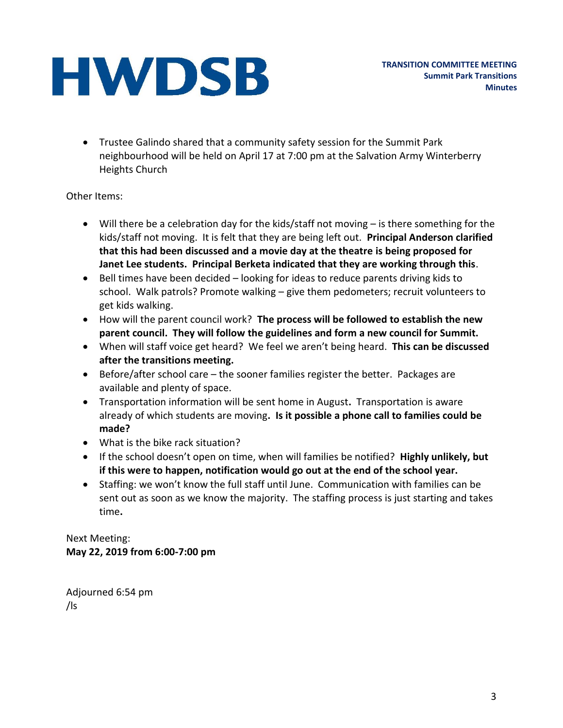- Trustee Galindo shared that a community safety session for the Summit Park neighbourhood will be held on April 17 at 7:00 pm at the Salvation Army Winterberry Heights Church

Other Items:

- Will there be a celebration day for the kids/staff not moving – is there something for the kids/staff not moving. It is felt that they are being left out. **Principal Anderson clarified that this had been discussed and a movie day at the theatre is being proposed for Janet Lee students. Principal Berketa indicated that they are working through this**.
- Bell times have been decided – looking for ideas to reduce parents driving kids to school. Walk patrols? Promote walking – give them pedometers; recruit volunteers to get kids walking.
- How will the parent council work? **The process will be followed to establish the new parent council. They will follow the guidelines and form a new council for Summit.**
- When will staff voice get heard? We feel we aren't being heard. **This can be discussed after the transitions meeting.**
- Before/after school care – the sooner families register the better. Packages are available and plenty of space.
- Transportation information will be sent home in August**.** Transportation is aware already of which students are moving**. Is it possible a phone call to families could be made?**
- What is the bike rack situation?
- If the school doesn't open on time, when will families be notified? **Highly unlikely, but if this were to happen, notification would go out at the end of the school year.**
- Staffing: we won't know the full staff until June. Communication with families can be sent out as soon as we know the majority. The staffing process is just starting and takes time**.**

Next Meeting:
**May 22, 2019 from 6:00-7:00 pm**

Adjourned 6:54 pm
/ls